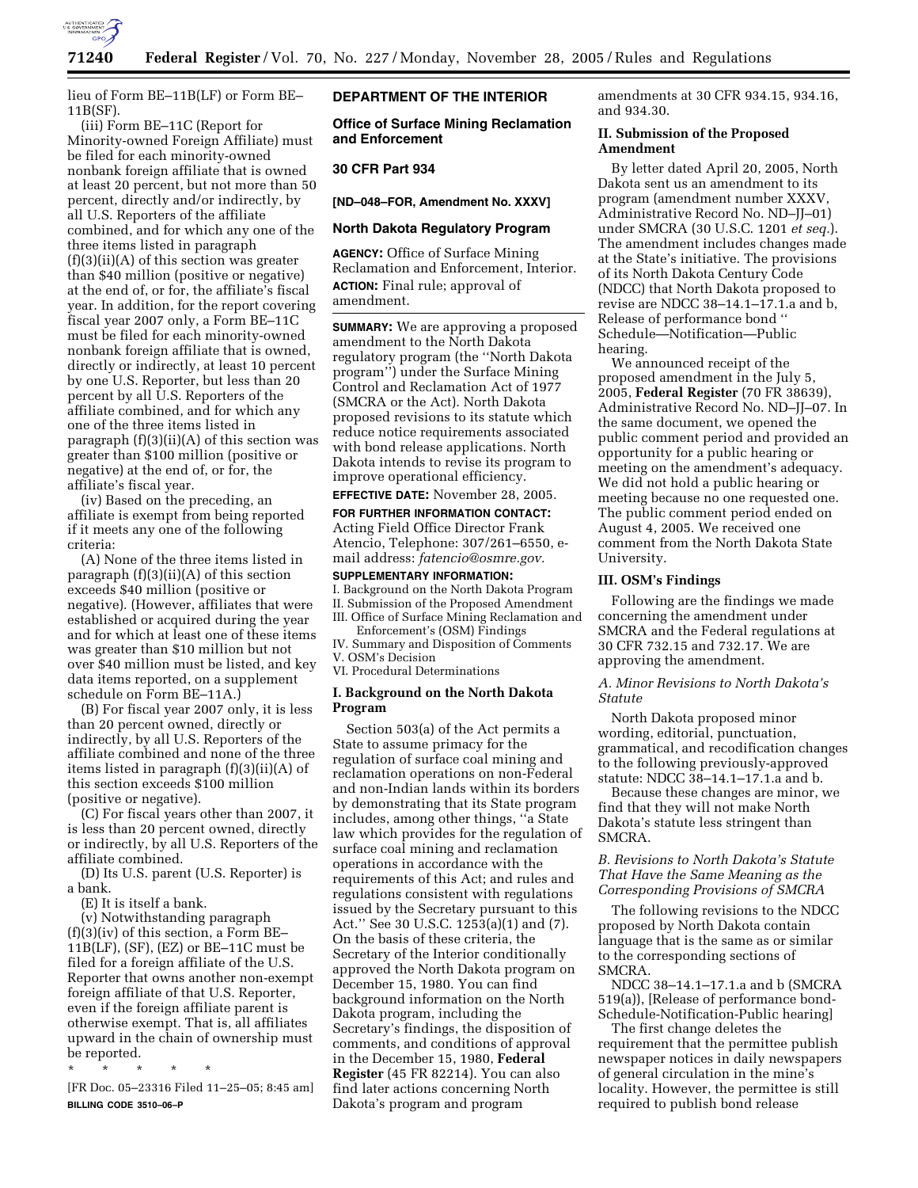lieu of Form BE–11B(LF) or Form BE–11B(SF).

(iii) Form BE–11C (Report for Minority-owned Foreign Affiliate) must be filed for each minority-owned nonbank foreign affiliate that is owned at least 20 percent, but not more than 50 percent, directly and/or indirectly, by all U.S. Reporters of the affiliate combined, and for which any one of the three items listed in paragraph (f)(3)(ii)(A) of this section was greater than $40 million (positive or negative) at the end of, or for, the affiliate's fiscal year. In addition, for the report covering fiscal year 2007 only, a Form BE–11C must be filed for each minority-owned nonbank foreign affiliate that is owned, directly or indirectly, at least 10 percent by one U.S. Reporter, but less than 20 percent by all U.S. Reporters of the affiliate combined, and for which any one of the three items listed in paragraph (f)(3)(ii)(A) of this section was greater than $100 million (positive or negative) at the end of, or for, the affiliate's fiscal year.

(iv) Based on the preceding, an affiliate is exempt from being reported if it meets any one of the following criteria:

(A) None of the three items listed in paragraph (f)(3)(ii)(A) of this section exceeds $40 million (positive or negative). (However, affiliates that were established or acquired during the year and for which at least one of these items was greater than $10 million but not over $40 million must be listed, and key data items reported, on a supplement schedule on Form BE–11A.)

(B) For fiscal year 2007 only, it is less than 20 percent owned, directly or indirectly, by all U.S. Reporters of the affiliate combined and none of the three items listed in paragraph (f)(3)(ii)(A) of this section exceeds $100 million (positive or negative).

(C) For fiscal years other than 2007, it is less than 20 percent owned, directly or indirectly, by all U.S. Reporters of the affiliate combined.

(D) Its U.S. parent (U.S. Reporter) is a bank.

(E) It is itself a bank.

(v) Notwithstanding paragraph (f)(3)(iv) of this section, a Form BE–11B(LF), (SF), (EZ) or BE–11C must be filed for a foreign affiliate of the U.S. Reporter that owns another non-exempt foreign affiliate of that U.S. Reporter, even if the foreign affiliate parent is otherwise exempt. That is, all affiliates upward in the chain of ownership must be reported.

\* \* \* \* \*

[FR Doc. 05–23316 Filed 11–25–05; 8:45 am]

**BILLING CODE 3510–06–P**

## DEPARTMENT OF THE INTERIOR

### Office of Surface Mining Reclamation and Enforcement

### 30 CFR Part 934

### [ND–048–FOR, Amendment No. XXXV]

### North Dakota Regulatory Program

**AGENCY:** Office of Surface Mining Reclamation and Enforcement, Interior.

**ACTION:** Final rule; approval of amendment.

**SUMMARY:** We are approving a proposed amendment to the North Dakota regulatory program (the ''North Dakota program'') under the Surface Mining Control and Reclamation Act of 1977 (SMCRA or the Act). North Dakota proposed revisions to its statute which reduce notice requirements associated with bond release applications. North Dakota intends to revise its program to improve operational efficiency.

**EFFECTIVE DATE:** November 28, 2005.

**FOR FURTHER INFORMATION CONTACT:** Acting Field Office Director Frank Atencio, Telephone: 307/261–6550, e-mail address: *fatencio@osmre.gov.*

**SUPPLEMENTARY INFORMATION:**

I. Background on the North Dakota Program
II. Submission of the Proposed Amendment
III. Office of Surface Mining Reclamation and Enforcement's (OSM) Findings
IV. Summary and Disposition of Comments
V. OSM's Decision
VI. Procedural Determinations

#### I. Background on the North Dakota Program

Section 503(a) of the Act permits a State to assume primacy for the regulation of surface coal mining and reclamation operations on non-Federal and non-Indian lands within its borders by demonstrating that its State program includes, among other things, ''a State law which provides for the regulation of surface coal mining and reclamation operations in accordance with the requirements of this Act; and rules and regulations consistent with regulations issued by the Secretary pursuant to this Act.'' See 30 U.S.C. 1253(a)(1) and (7). On the basis of these criteria, the Secretary of the Interior conditionally approved the North Dakota program on December 15, 1980. You can find background information on the North Dakota program, including the Secretary's findings, the disposition of comments, and conditions of approval in the December 15, 1980, **Federal Register** (45 FR 82214). You can also find later actions concerning North Dakota's program and program amendments at 30 CFR 934.15, 934.16, and 934.30.

#### II. Submission of the Proposed Amendment

By letter dated April 20, 2005, North Dakota sent us an amendment to its program (amendment number XXXV, Administrative Record No. ND–JJ–01) under SMCRA (30 U.S.C. 1201 *et seq.*). The amendment includes changes made at the State's initiative. The provisions of its North Dakota Century Code (NDCC) that North Dakota proposed to revise are NDCC 38–14.1–17.1.a and b, Release of performance bond '' Schedule—Notification—Public hearing.

We announced receipt of the proposed amendment in the July 5, 2005, **Federal Register** (70 FR 38639), Administrative Record No. ND–JJ–07. In the same document, we opened the public comment period and provided an opportunity for a public hearing or meeting on the amendment's adequacy. We did not hold a public hearing or meeting because no one requested one. The public comment period ended on August 4, 2005. We received one comment from the North Dakota State University.

#### III. OSM's Findings

Following are the findings we made concerning the amendment under SMCRA and the Federal regulations at 30 CFR 732.15 and 732.17. We are approving the amendment.

*A. Minor Revisions to North Dakota's Statute*

North Dakota proposed minor wording, editorial, punctuation, grammatical, and recodification changes to the following previously-approved statute: NDCC 38–14.1–17.1.a and b.

Because these changes are minor, we find that they will not make North Dakota's statute less stringent than SMCRA.

*B. Revisions to North Dakota's Statute That Have the Same Meaning as the Corresponding Provisions of SMCRA*

The following revisions to the NDCC proposed by North Dakota contain language that is the same as or similar to the corresponding sections of SMCRA.

NDCC 38–14.1–17.1.a and b (SMCRA 519(a)), [Release of performance bond-Schedule-Notification-Public hearing]

The first change deletes the requirement that the permittee publish newspaper notices in daily newspapers of general circulation in the mine's locality. However, the permittee is still required to publish bond release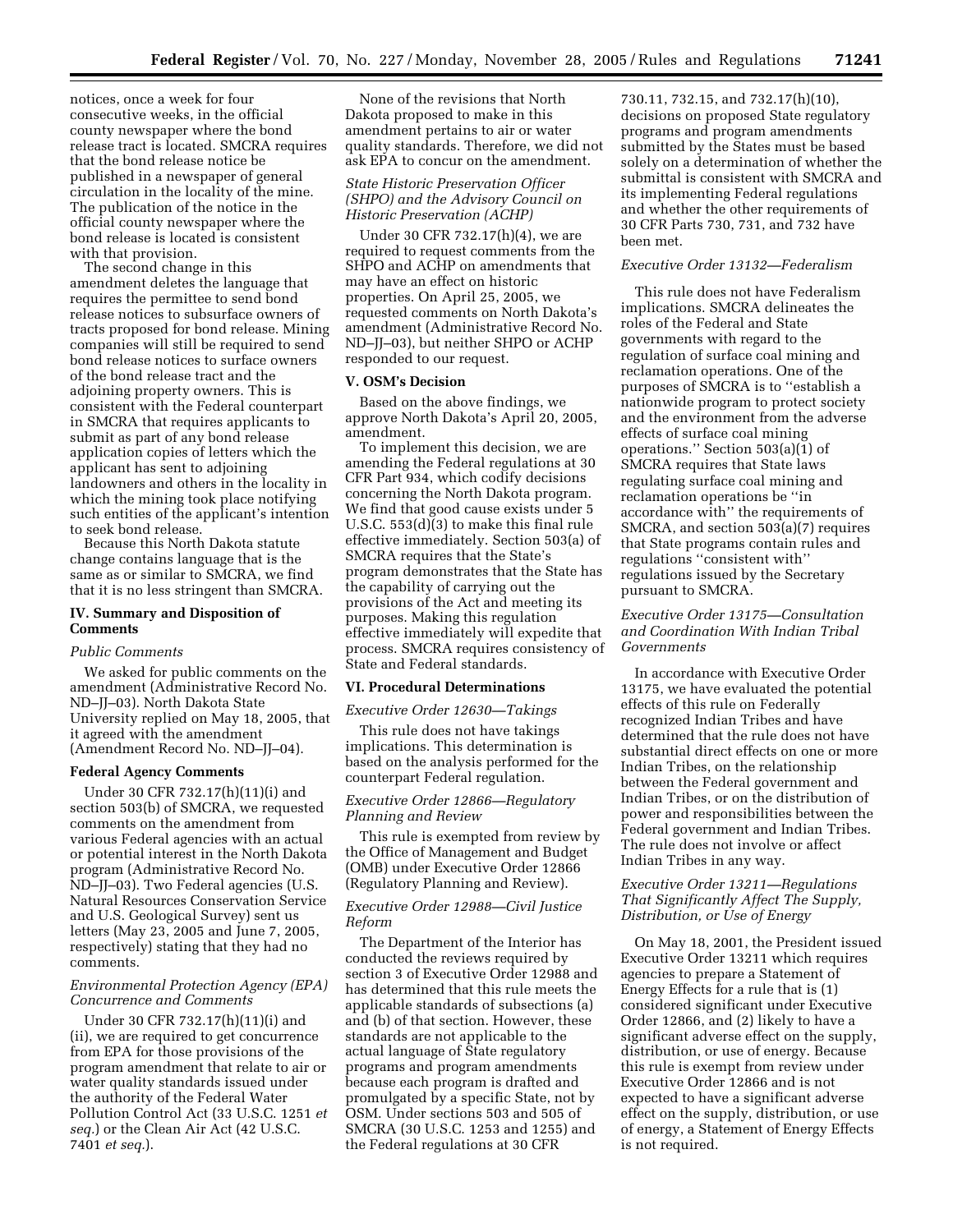notices, once a week for four consecutive weeks, in the official county newspaper where the bond release tract is located. SMCRA requires that the bond release notice be published in a newspaper of general circulation in the locality of the mine. The publication of the notice in the official county newspaper where the bond release is located is consistent with that provision.

The second change in this amendment deletes the language that requires the permittee to send bond release notices to subsurface owners of tracts proposed for bond release. Mining companies will still be required to send bond release notices to surface owners of the bond release tract and the adjoining property owners. This is consistent with the Federal counterpart in SMCRA that requires applicants to submit as part of any bond release application copies of letters which the applicant has sent to adjoining landowners and others in the locality in which the mining took place notifying such entities of the applicant's intention to seek bond release.

Because this North Dakota statute change contains language that is the same as or similar to SMCRA, we find that it is no less stringent than SMCRA.

## IV. Summary and Disposition of Comments

*Public Comments*

We asked for public comments on the amendment (Administrative Record No. ND–JJ–03). North Dakota State University replied on May 18, 2005, that it agreed with the amendment (Amendment Record No. ND–JJ–04).

**Federal Agency Comments**

Under 30 CFR 732.17(h)(11)(i) and section 503(b) of SMCRA, we requested comments on the amendment from various Federal agencies with an actual or potential interest in the North Dakota program (Administrative Record No. ND–JJ–03). Two Federal agencies (U.S. Natural Resources Conservation Service and U.S. Geological Survey) sent us letters (May 23, 2005 and June 7, 2005, respectively) stating that they had no comments.

*Environmental Protection Agency (EPA) Concurrence and Comments*

Under 30 CFR 732.17(h)(11)(i) and (ii), we are required to get concurrence from EPA for those provisions of the program amendment that relate to air or water quality standards issued under the authority of the Federal Water Pollution Control Act (33 U.S.C. 1251 *et seq.*) or the Clean Air Act (42 U.S.C. 7401 *et seq.*).

None of the revisions that North Dakota proposed to make in this amendment pertains to air or water quality standards. Therefore, we did not ask EPA to concur on the amendment.

*State Historic Preservation Officer (SHPO) and the Advisory Council on Historic Preservation (ACHP)*

Under 30 CFR 732.17(h)(4), we are required to request comments from the SHPO and ACHP on amendments that may have an effect on historic properties. On April 25, 2005, we requested comments on North Dakota's amendment (Administrative Record No. ND–JJ–03), but neither SHPO or ACHP responded to our request.

## V. OSM's Decision

Based on the above findings, we approve North Dakota's April 20, 2005, amendment.

To implement this decision, we are amending the Federal regulations at 30 CFR Part 934, which codify decisions concerning the North Dakota program. We find that good cause exists under 5 U.S.C. 553(d)(3) to make this final rule effective immediately. Section 503(a) of SMCRA requires that the State's program demonstrates that the State has the capability of carrying out the provisions of the Act and meeting its purposes. Making this regulation effective immediately will expedite that process. SMCRA requires consistency of State and Federal standards.

## VI. Procedural Determinations

*Executive Order 12630—Takings*

This rule does not have takings implications. This determination is based on the analysis performed for the counterpart Federal regulation.

*Executive Order 12866—Regulatory Planning and Review*

This rule is exempted from review by the Office of Management and Budget (OMB) under Executive Order 12866 (Regulatory Planning and Review).

*Executive Order 12988—Civil Justice Reform*

The Department of the Interior has conducted the reviews required by section 3 of Executive Order 12988 and has determined that this rule meets the applicable standards of subsections (a) and (b) of that section. However, these standards are not applicable to the actual language of State regulatory programs and program amendments because each program is drafted and promulgated by a specific State, not by OSM. Under sections 503 and 505 of SMCRA (30 U.S.C. 1253 and 1255) and the Federal regulations at 30 CFR 730.11, 732.15, and 732.17(h)(10), decisions on proposed State regulatory programs and program amendments submitted by the States must be based solely on a determination of whether the submittal is consistent with SMCRA and its implementing Federal regulations and whether the other requirements of 30 CFR Parts 730, 731, and 732 have been met.

*Executive Order 13132—Federalism*

This rule does not have Federalism implications. SMCRA delineates the roles of the Federal and State governments with regard to the regulation of surface coal mining and reclamation operations. One of the purposes of SMCRA is to "establish a nationwide program to protect society and the environment from the adverse effects of surface coal mining operations." Section 503(a)(1) of SMCRA requires that State laws regulating surface coal mining and reclamation operations be "in accordance with" the requirements of SMCRA, and section 503(a)(7) requires that State programs contain rules and regulations "consistent with" regulations issued by the Secretary pursuant to SMCRA.

*Executive Order 13175—Consultation and Coordination With Indian Tribal Governments*

In accordance with Executive Order 13175, we have evaluated the potential effects of this rule on Federally recognized Indian Tribes and have determined that the rule does not have substantial direct effects on one or more Indian Tribes, on the relationship between the Federal government and Indian Tribes, or on the distribution of power and responsibilities between the Federal government and Indian Tribes. The rule does not involve or affect Indian Tribes in any way.

*Executive Order 13211—Regulations That Significantly Affect The Supply, Distribution, or Use of Energy*

On May 18, 2001, the President issued Executive Order 13211 which requires agencies to prepare a Statement of Energy Effects for a rule that is (1) considered significant under Executive Order 12866, and (2) likely to have a significant adverse effect on the supply, distribution, or use of energy. Because this rule is exempt from review under Executive Order 12866 and is not expected to have a significant adverse effect on the supply, distribution, or use of energy, a Statement of Energy Effects is not required.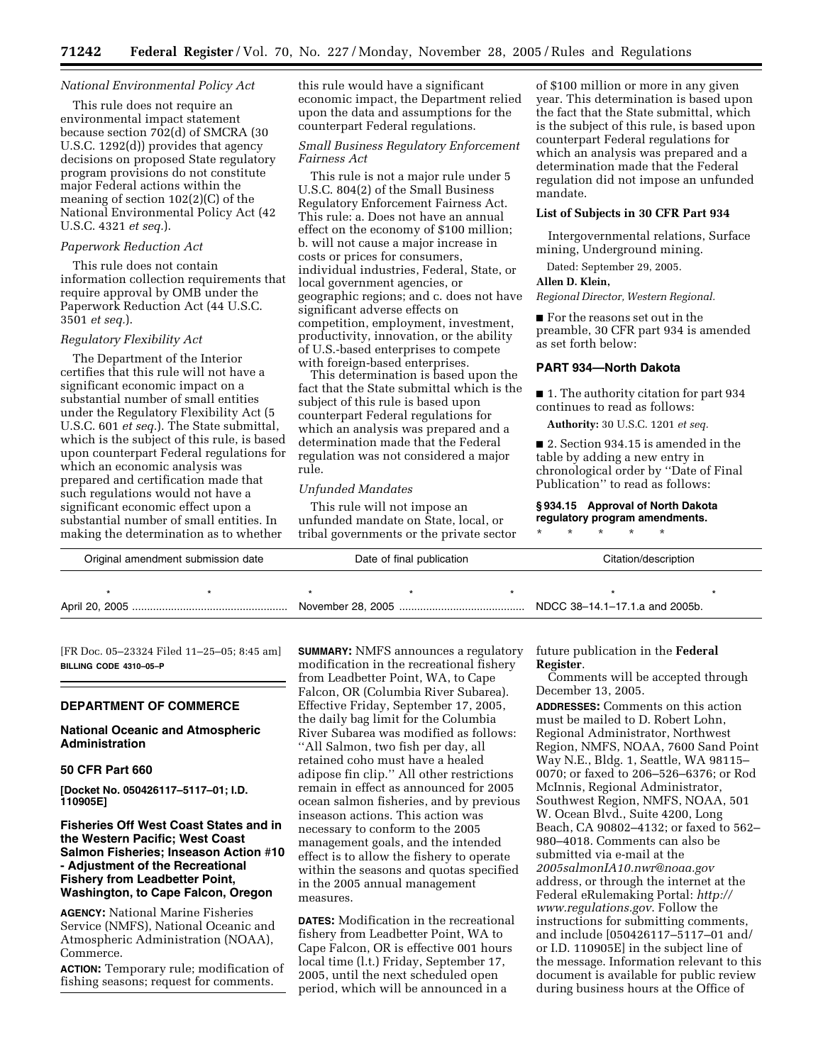*National Environmental Policy Act*

This rule does not require an environmental impact statement because section 702(d) of SMCRA (30 U.S.C. 1292(d)) provides that agency decisions on proposed State regulatory program provisions do not constitute major Federal actions within the meaning of section 102(2)(C) of the National Environmental Policy Act (42 U.S.C. 4321 *et seq.*).

*Paperwork Reduction Act*

This rule does not contain information collection requirements that require approval by OMB under the Paperwork Reduction Act (44 U.S.C. 3501 *et seq.*).

*Regulatory Flexibility Act*

The Department of the Interior certifies that this rule will not have a significant economic impact on a substantial number of small entities under the Regulatory Flexibility Act (5 U.S.C. 601 *et seq.*). The State submittal, which is the subject of this rule, is based upon counterpart Federal regulations for which an economic analysis was prepared and certification made that such regulations would not have a significant economic effect upon a substantial number of small entities. In making the determination as to whether this rule would have a significant economic impact, the Department relied upon the data and assumptions for the counterpart Federal regulations.

*Small Business Regulatory Enforcement Fairness Act*

This rule is not a major rule under 5 U.S.C. 804(2) of the Small Business Regulatory Enforcement Fairness Act. This rule: a. Does not have an annual effect on the economy of $100 million; b. will not cause a major increase in costs or prices for consumers, individual industries, Federal, State, or local government agencies, or geographic regions; and c. does not have significant adverse effects on competition, employment, investment, productivity, innovation, or the ability of U.S.-based enterprises to compete with foreign-based enterprises.

This determination is based upon the fact that the State submittal which is the subject of this rule is based upon counterpart Federal regulations for which an analysis was prepared and a determination made that the Federal regulation was not considered a major rule.

*Unfunded Mandates*

This rule will not impose an unfunded mandate on State, local, or tribal governments or the private sector of $100 million or more in any given year. This determination is based upon the fact that the State submittal, which is the subject of this rule, is based upon counterpart Federal regulations for which an analysis was prepared and a determination made that the Federal regulation did not impose an unfunded mandate.

**List of Subjects in 30 CFR Part 934**

Intergovernmental relations, Surface mining, Underground mining.

Dated: September 29, 2005.

**Allen D. Klein,**

*Regional Director, Western Regional.*

■ For the reasons set out in the preamble, 30 CFR part 934 is amended as set forth below:

**PART 934—North Dakota**

■ 1. The authority citation for part 934 continues to read as follows:

**Authority:** 30 U.S.C. 1201 *et seq.*

■ 2. Section 934.15 is amended in the table by adding a new entry in chronological order by "Date of Final Publication" to read as follows:

**§ 934.15 Approval of North Dakota regulatory program amendments.**

\* \* \* \* \*

| Original amendment submission date | Date of final publication | Citation/description |
|---|---|---|
| \* \* | \* \* \* | \* \* |
| April 20, 2005 | November 28, 2005 | NDCC 38–14.1–17.1.a and 2005b. |

[FR Doc. 05–23324 Filed 11–25–05; 8:45 am]

**BILLING CODE 4310–05–P**

---

**DEPARTMENT OF COMMERCE**

**National Oceanic and Atmospheric Administration**

**50 CFR Part 660**

**[Docket No. 050426117–5117–01; I.D. 110905E]**

**Fisheries Off West Coast States and in the Western Pacific; West Coast Salmon Fisheries; Inseason Action #10 - Adjustment of the Recreational Fishery from Leadbetter Point, Washington, to Cape Falcon, Oregon**

**AGENCY:** National Marine Fisheries Service (NMFS), National Oceanic and Atmospheric Administration (NOAA), Commerce.

**ACTION:** Temporary rule; modification of fishing seasons; request for comments.

**SUMMARY:** NMFS announces a regulatory modification in the recreational fishery from Leadbetter Point, WA, to Cape Falcon, OR (Columbia River Subarea). Effective Friday, September 17, 2005, the daily bag limit for the Columbia River Subarea was modified as follows: "All Salmon, two fish per day, all retained coho must have a healed adipose fin clip." All other restrictions remain in effect as announced for 2005 ocean salmon fisheries, and by previous inseason actions. This action was necessary to conform to the 2005 management goals, and the intended effect is to allow the fishery to operate within the seasons and quotas specified in the 2005 annual management measures.

**DATES:** Modification in the recreational fishery from Leadbetter Point, WA to Cape Falcon, OR is effective 001 hours local time (l.t.) Friday, September 17, 2005, until the next scheduled open period, which will be announced in a future publication in the **Federal Register**.

Comments will be accepted through December 13, 2005.

**ADDRESSES:** Comments on this action must be mailed to D. Robert Lohn, Regional Administrator, Northwest Region, NMFS, NOAA, 7600 Sand Point Way N.E., Bldg. 1, Seattle, WA 98115–0070; or faxed to 206–526–6376; or Rod McInnis, Regional Administrator, Southwest Region, NMFS, NOAA, 501 W. Ocean Blvd., Suite 4200, Long Beach, CA 90802–4132; or faxed to 562–980–4018. Comments can also be submitted via e-mail at the *2005salmonIA10.nwr@noaa.gov* address, or through the internet at the Federal eRulemaking Portal: *http://www.regulations.gov*. Follow the instructions for submitting comments, and include [050426117–5117–01 and/or I.D. 110905E] in the subject line of the message. Information relevant to this document is available for public review during business hours at the Office of